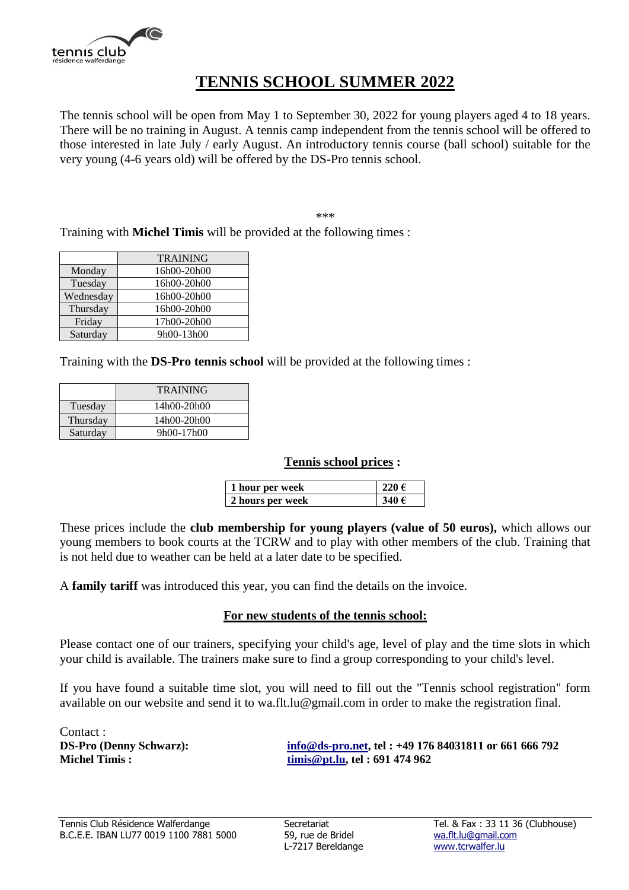# TENNIS SCHOOL SUMMER 2022

The tennis school will be open from May 1 to September 30, 2022 for young players aged 4 to 18 years. There will be no training in August. A tennis camp independent from the tennis school will be offered to those interested in late July / early August. An introductory tennis course (ball school) suitable for the very young (4-6 years old) will be offered by the DS-Pro tennis school.

***

Training with **Michel Timis** will be provided at the following times :

| | TRAINING |
|---|---|
| Monday | 16h00-20h00 |
| Tuesday | 16h00-20h00 |
| Wednesday | 16h00-20h00 |
| Thursday | 16h00-20h00 |
| Friday | 17h00-20h00 |
| Saturday | 9h00-13h00 |

Training with the **DS-Pro tennis school** will be provided at the following times :

| | TRAINING |
|---|---|
| Tuesday | 14h00-20h00 |
| Thursday | 14h00-20h00 |
| Saturday | 9h00-17h00 |

**Tennis school prices :**

| 1 hour per week | 220 € |
|---|---|
| 2 hours per week | 340 € |

These prices include the **club membership for young players (value of 50 euros),** which allows our young members to book courts at the TCRW and to play with other members of the club. Training that is not held due to weather can be held at a later date to be specified.

A **family tariff** was introduced this year, you can find the details on the invoice.

**For new students of the tennis school:**

Please contact one of our trainers, specifying your child's age, level of play and the time slots in which your child is available. The trainers make sure to find a group corresponding to your child's level.

If you have found a suitable time slot, you will need to fill out the "Tennis school registration" form available on our website and send it to wa.flt.lu@gmail.com in order to make the registration final.

Contact :

**DS-Pro (Denny Schwarz):** **info@ds-pro.net, tel : +49 176 84031811 or 661 666 792**

**Michel Timis :** **timis@pt.lu, tel : 691 474 962**

Tennis Club Résidence Walferdange
B.C.E.E. IBAN LU77 0019 1100 7881 5000

Secretariat
59, rue de Bridel
L-7217 Bereldange

Tel. & Fax : 33 11 36 (Clubhouse)
wa.flt.lu@gmail.com
www.tcrwalfer.lu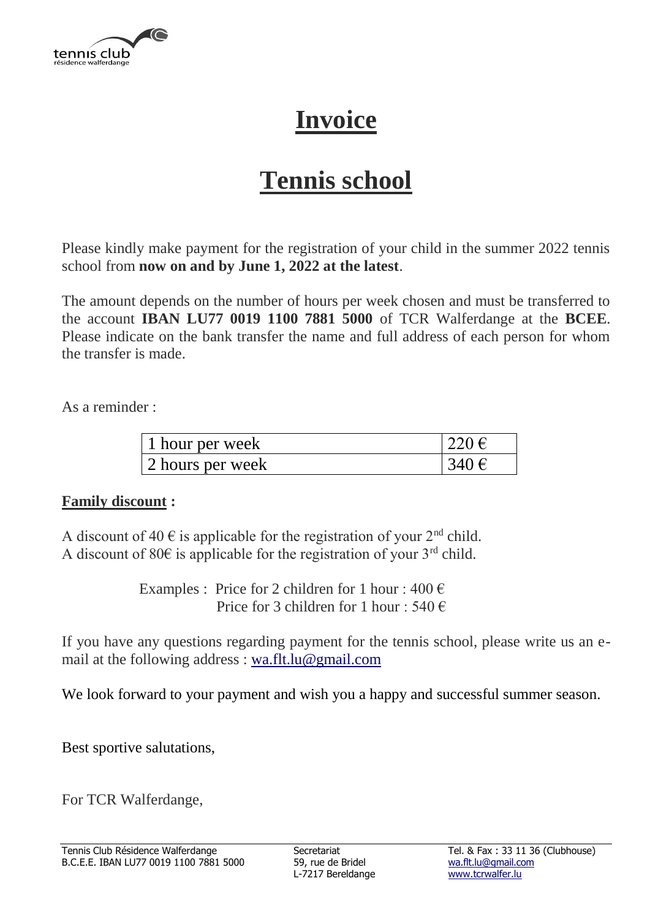# Invoice

# Tennis school

Please kindly make payment for the registration of your child in the summer 2022 tennis school from **now on and by June 1, 2022 at the latest**.

The amount depends on the number of hours per week chosen and must be transferred to the account **IBAN LU77 0019 1100 7881 5000** of TCR Walferdange at the **BCEE**. Please indicate on the bank transfer the name and full address of each person for whom the transfer is made.

As a reminder :

| | |
|---|---|
| 1 hour per week | 220 € |
| 2 hours per week | 340 € |

**Family discount :**

A discount of 40 € is applicable for the registration of your 2nd child.
A discount of 80€ is applicable for the registration of your 3rd child.

Examples : Price for 2 children for 1 hour : 400 €
Price for 3 children for 1 hour : 540 €

If you have any questions regarding payment for the tennis school, please write us an e-mail at the following address : wa.flt.lu@gmail.com

We look forward to your payment and wish you a happy and successful summer season.

Best sportive salutations,

For TCR Walferdange,